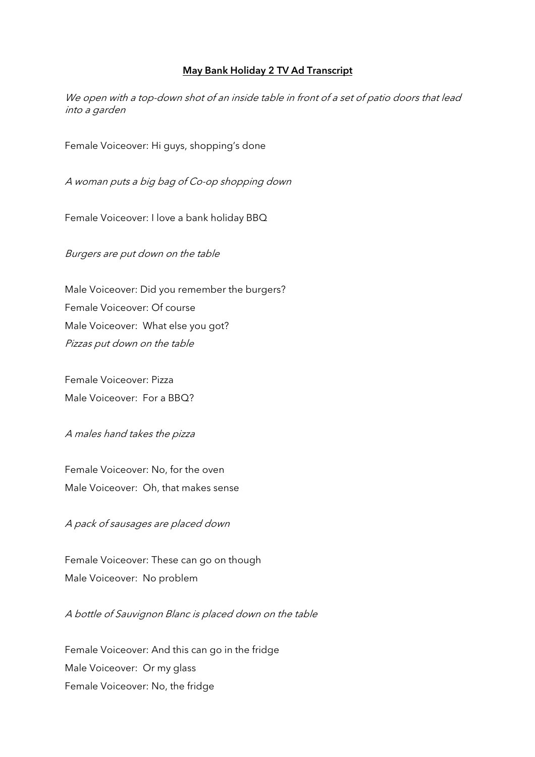**<u>May Bank Holiday 2 TV Ad Transcript</u>**

*We open with a top-down shot of an inside table in front of a set of patio doors that lead into a garden*

Female Voiceover: Hi guys, shopping's done

*A woman puts a big bag of Co-op shopping down*

Female Voiceover: I love a bank holiday BBQ

*Burgers are put down on the table*

Male Voiceover: Did you remember the burgers?
Female Voiceover: Of course
Male Voiceover: What else you got?
*Pizzas put down on the table*

Female Voiceover: Pizza
Male Voiceover: For a BBQ?

*A males hand takes the pizza*

Female Voiceover: No, for the oven
Male Voiceover: Oh, that makes sense

*A pack of sausages are placed down*

Female Voiceover: These can go on though
Male Voiceover: No problem

*A bottle of Sauvignon Blanc is placed down on the table*

Female Voiceover: And this can go in the fridge
Male Voiceover: Or my glass
Female Voiceover: No, the fridge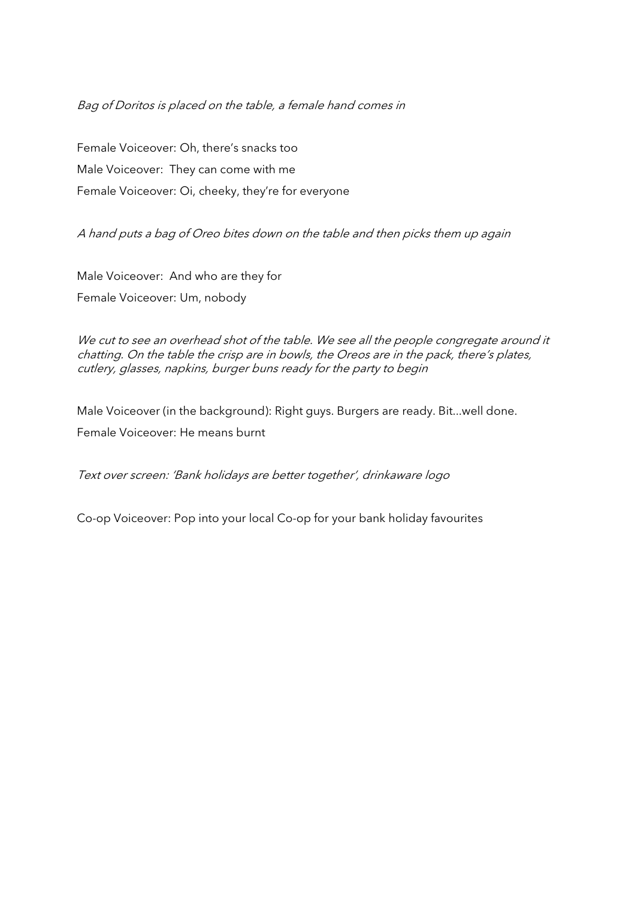*Bag of Doritos is placed on the table, a female hand comes in*

Female Voiceover: Oh, there's snacks too

Male Voiceover: They can come with me

Female Voiceover: Oi, cheeky, they're for everyone

*A hand puts a bag of Oreo bites down on the table and then picks them up again*

Male Voiceover: And who are they for

Female Voiceover: Um, nobody

*We cut to see an overhead shot of the table. We see all the people congregate around it chatting. On the table the crisp are in bowls, the Oreos are in the pack, there's plates, cutlery, glasses, napkins, burger buns ready for the party to begin*

Male Voiceover (in the background): Right guys. Burgers are ready. Bit...well done.

Female Voiceover: He means burnt

*Text over screen: 'Bank holidays are better together', drinkaware logo*

Co-op Voiceover: Pop into your local Co-op for your bank holiday favourites